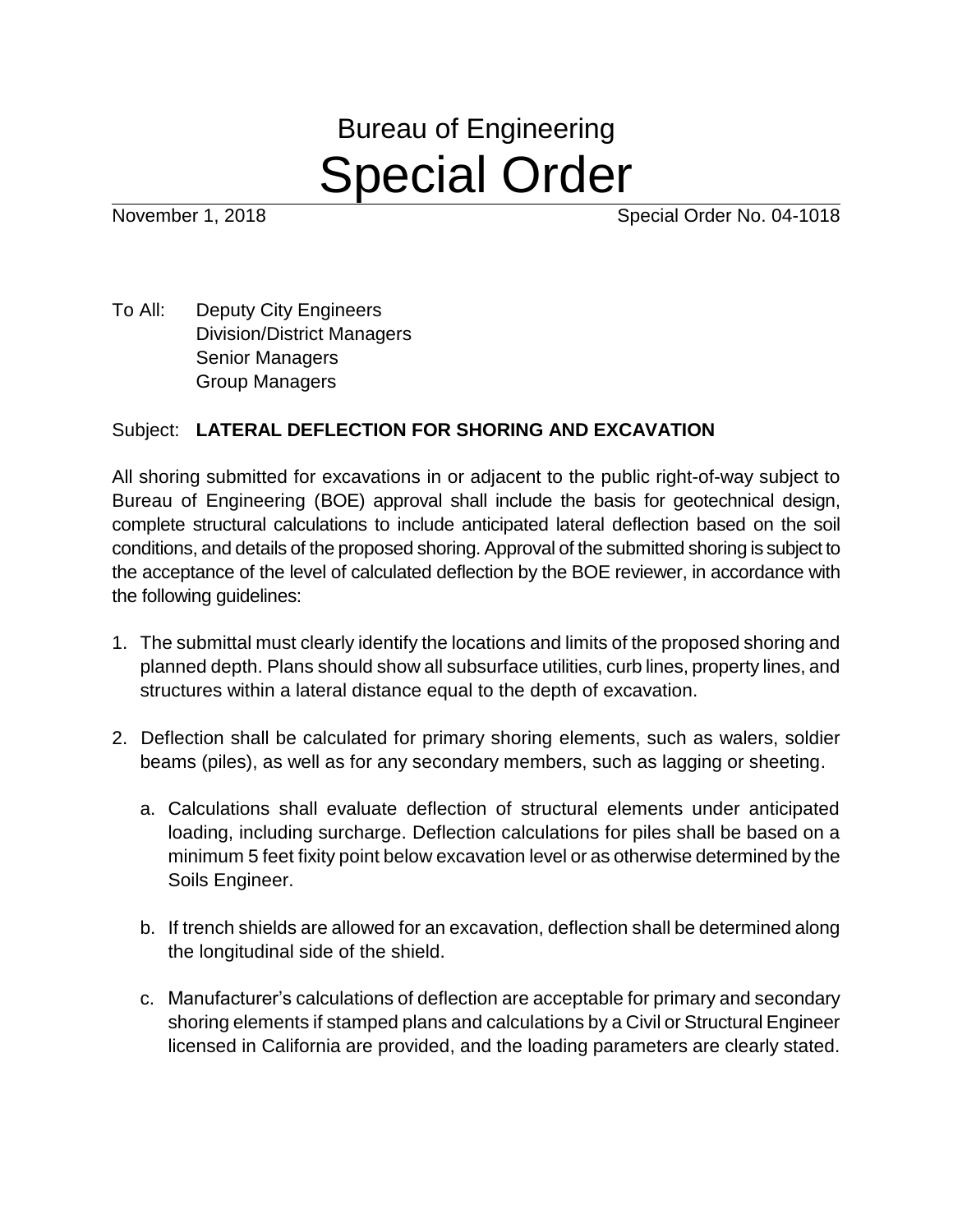# Bureau of Engineering
# Special Order

November 1, 2018 Special Order No. 04-1018

To All: Deputy City Engineers
Division/District Managers
Senior Managers
Group Managers

Subject: **LATERAL DEFLECTION FOR SHORING AND EXCAVATION**

All shoring submitted for excavations in or adjacent to the public right-of-way subject to Bureau of Engineering (BOE) approval shall include the basis for geotechnical design, complete structural calculations to include anticipated lateral deflection based on the soil conditions, and details of the proposed shoring. Approval of the submitted shoring is subject to the acceptance of the level of calculated deflection by the BOE reviewer, in accordance with the following guidelines:

1. The submittal must clearly identify the locations and limits of the proposed shoring and planned depth. Plans should show all subsurface utilities, curb lines, property lines, and structures within a lateral distance equal to the depth of excavation.

2. Deflection shall be calculated for primary shoring elements, such as walers, soldier beams (piles), as well as for any secondary members, such as lagging or sheeting.

   a. Calculations shall evaluate deflection of structural elements under anticipated loading, including surcharge. Deflection calculations for piles shall be based on a minimum 5 feet fixity point below excavation level or as otherwise determined by the Soils Engineer.

   b. If trench shields are allowed for an excavation, deflection shall be determined along the longitudinal side of the shield.

   c. Manufacturer's calculations of deflection are acceptable for primary and secondary shoring elements if stamped plans and calculations by a Civil or Structural Engineer licensed in California are provided, and the loading parameters are clearly stated.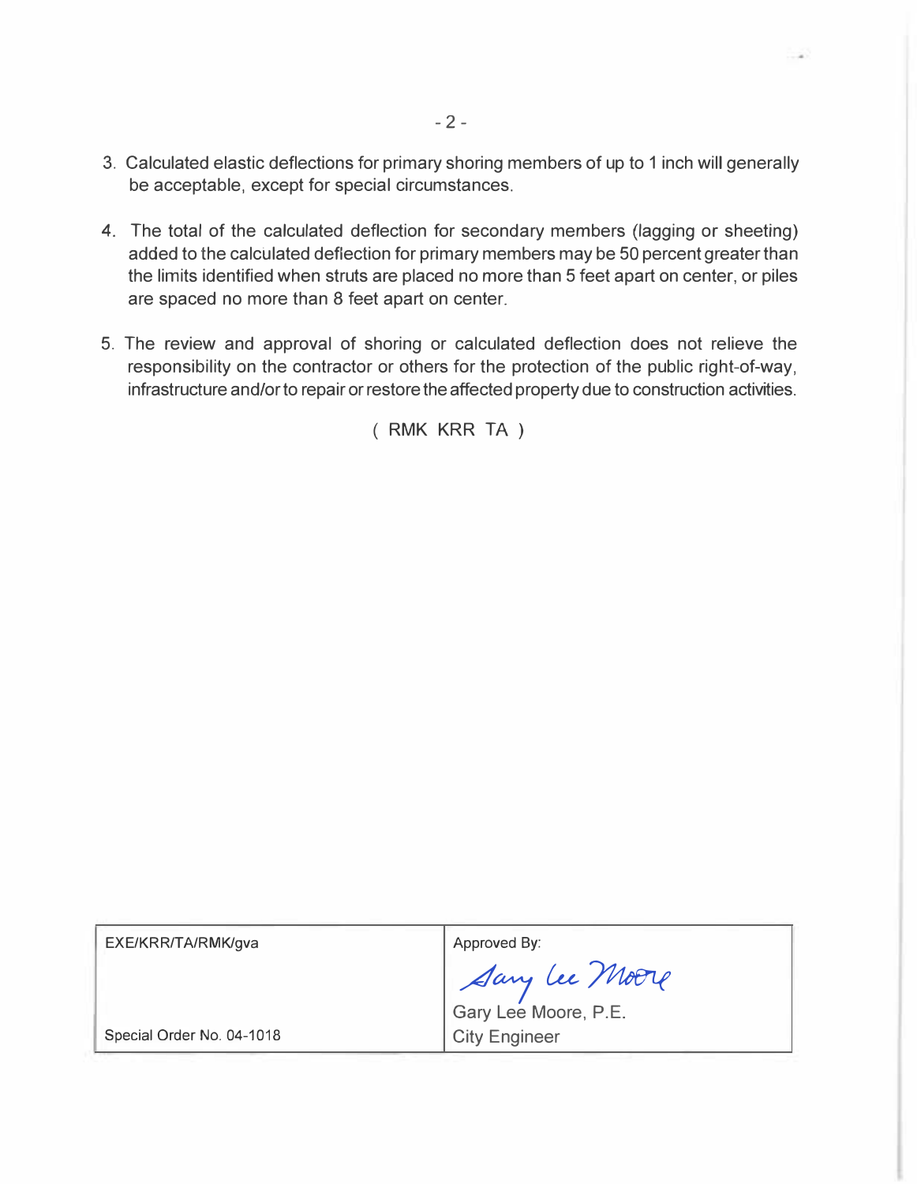3. Calculated elastic deflections for primary shoring members of up to 1 inch will generally be acceptable, except for special circumstances.

4. The total of the calculated deflection for secondary members (lagging or sheeting) added to the calculated deflection for primary members may be 50 percent greater than the limits identified when struts are placed no more than 5 feet apart on center, or piles are spaced no more than 8 feet apart on center.

5. The review and approval of shoring or calculated deflection does not relieve the responsibility on the contractor or others for the protection of the public right-of-way, infrastructure and/or to repair or restore the affected property due to construction activities.

( RMK KRR TA )

| | |
|---|---|
| EXE/KRR/TA/RMK/gva<br><br>Special Order No. 04-1018 | Approved By:<br>Gary Lee Moore<br>Gary Lee Moore, P.E.<br>City Engineer |